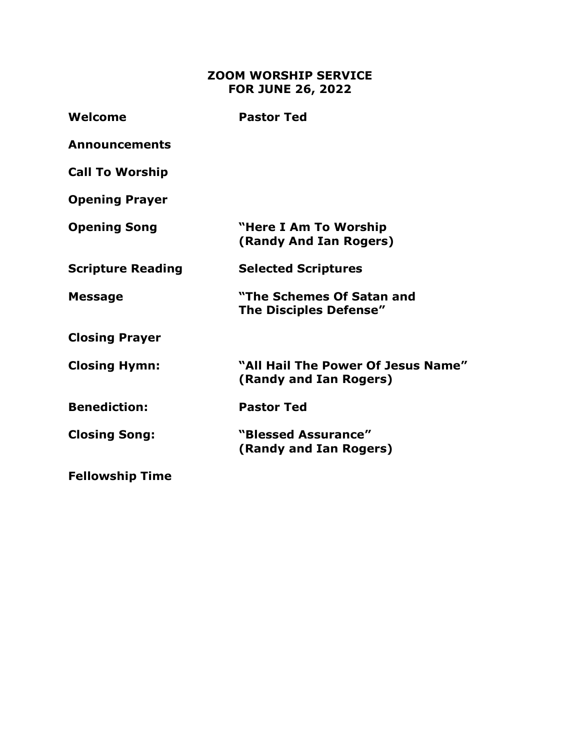# ZOOM WORSHIP SERVICE FOR JUNE 26, 2022

| | |
|---|---|
| **Welcome** | **Pastor Ted** |
| **Announcements** | |
| **Call To Worship** | |
| **Opening Prayer** | |
| **Opening Song** | **"Here I Am To Worship (Randy And Ian Rogers)** |
| **Scripture Reading** | **Selected Scriptures** |
| **Message** | **"The Schemes Of Satan and The Disciples Defense"** |
| **Closing Prayer** | |
| **Closing Hymn:** | **"All Hail The Power Of Jesus Name" (Randy and Ian Rogers)** |
| **Benediction:** | **Pastor Ted** |
| **Closing Song:** | **"Blessed Assurance" (Randy and Ian Rogers)** |
| **Fellowship Time** | |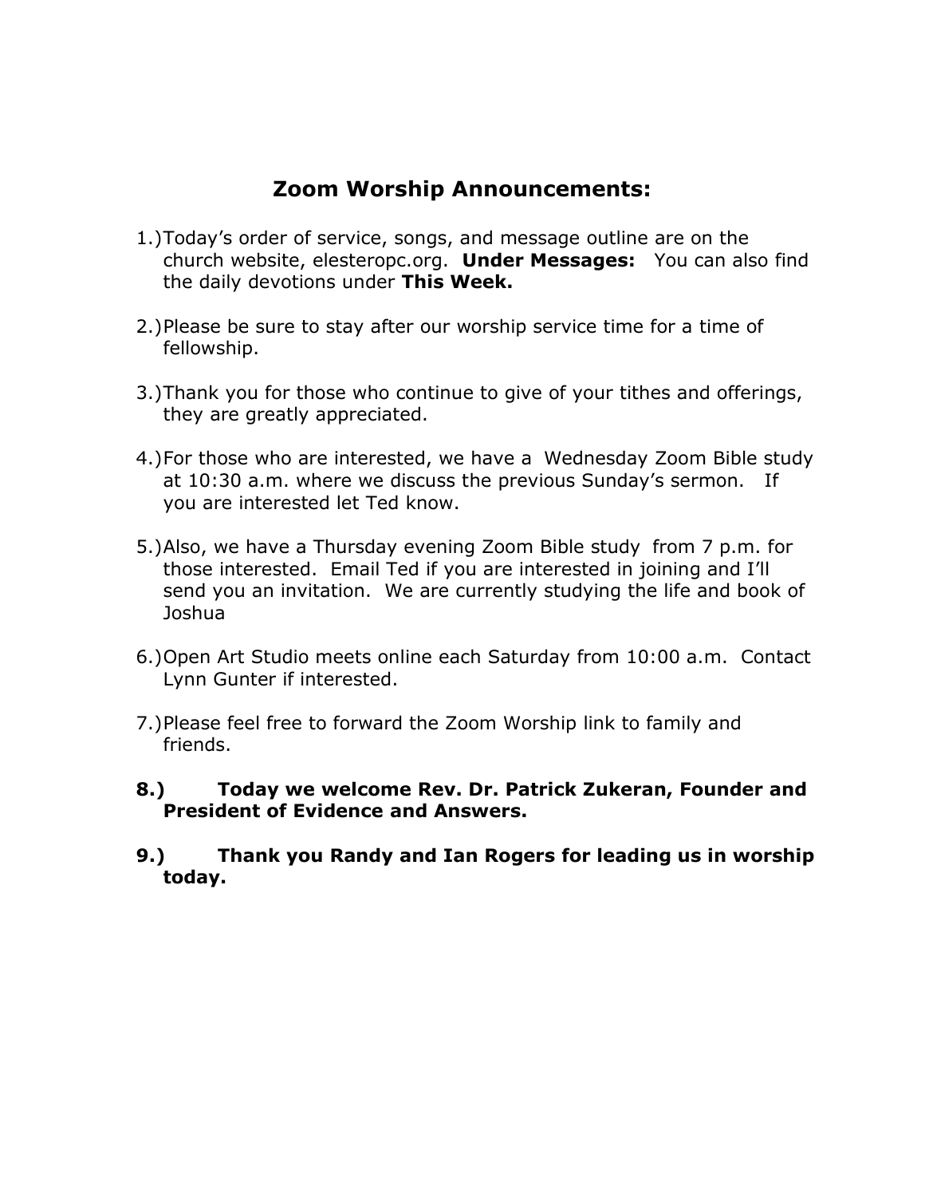## Zoom Worship Announcements:

1.) Today's order of service, songs, and message outline are on the church website, elesteropc.org. **Under Messages:** You can also find the daily devotions under **This Week.**

2.) Please be sure to stay after our worship service time for a time of fellowship.

3.) Thank you for those who continue to give of your tithes and offerings, they are greatly appreciated.

4.) For those who are interested, we have a Wednesday Zoom Bible study at 10:30 a.m. where we discuss the previous Sunday's sermon. If you are interested let Ted know.

5.) Also, we have a Thursday evening Zoom Bible study from 7 p.m. for those interested. Email Ted if you are interested in joining and I'll send you an invitation. We are currently studying the life and book of Joshua

6.) Open Art Studio meets online each Saturday from 10:00 a.m. Contact Lynn Gunter if interested.

7.) Please feel free to forward the Zoom Worship link to family and friends.

**8.) Today we welcome Rev. Dr. Patrick Zukeran, Founder and President of Evidence and Answers.**

**9.) Thank you Randy and Ian Rogers for leading us in worship today.**